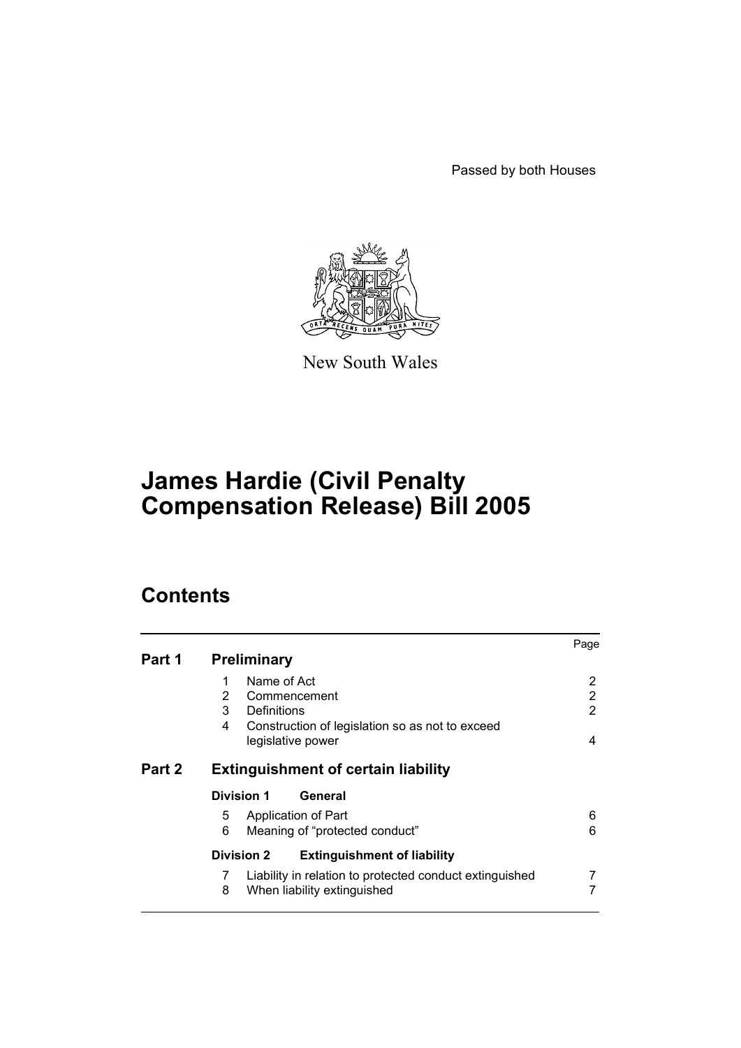Passed by both Houses

New South Wales

# James Hardie (Civil Penalty Compensation Release) Bill 2005

## Contents

| | | Page |
|---|---|---|
| **Part 1** | **Preliminary** | |
| | 1 Name of Act | 2 |
| | 2 Commencement | 2 |
| | 3 Definitions | 2 |
| | 4 Construction of legislation so as not to exceed legislative power | 4 |
| **Part 2** | **Extinguishment of certain liability** | |
| | **Division 1 General** | |
| | 5 Application of Part | 6 |
| | 6 Meaning of "protected conduct" | 6 |
| | **Division 2 Extinguishment of liability** | |
| | 7 Liability in relation to protected conduct extinguished | 7 |
| | 8 When liability extinguished | 7 |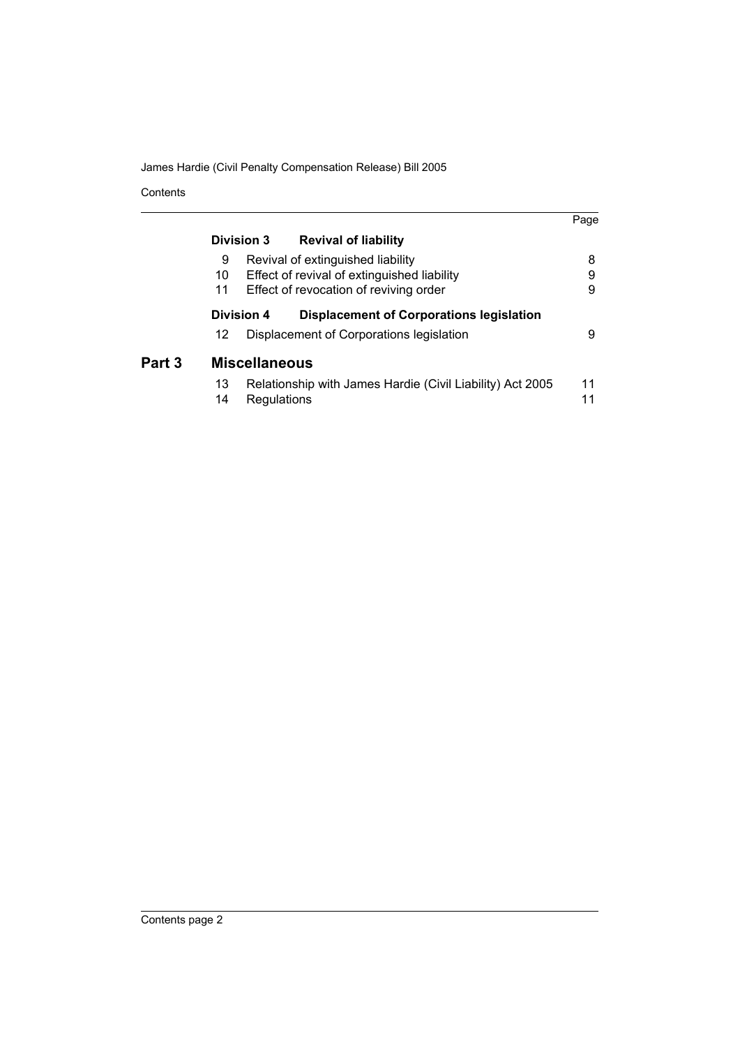| | | Page |
|---|---|---|
| **Division 3** | **Revival of liability** | |
| 9 | Revival of extinguished liability | 8 |
| 10 | Effect of revival of extinguished liability | 9 |
| 11 | Effect of revocation of reviving order | 9 |
| **Division 4** | **Displacement of Corporations legislation** | |
| 12 | Displacement of Corporations legislation | 9 |
| **Part 3** | **Miscellaneous** | |
| 13 | Relationship with James Hardie (Civil Liability) Act 2005 | 11 |
| 14 | Regulations | 11 |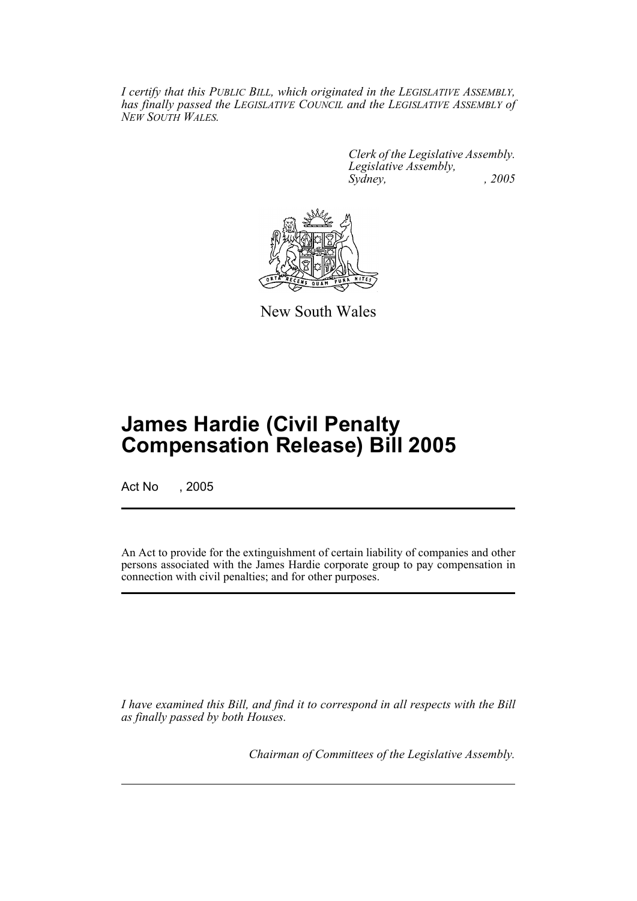*I certify that this PUBLIC BILL, which originated in the LEGISLATIVE ASSEMBLY, has finally passed the LEGISLATIVE COUNCIL and the LEGISLATIVE ASSEMBLY of NEW SOUTH WALES.*

*Clerk of the Legislative Assembly.*
*Legislative Assembly,*
*Sydney, , 2005*

New South Wales

# James Hardie (Civil Penalty Compensation Release) Bill 2005

Act No , 2005

An Act to provide for the extinguishment of certain liability of companies and other persons associated with the James Hardie corporate group to pay compensation in connection with civil penalties; and for other purposes.

*I have examined this Bill, and find it to correspond in all respects with the Bill as finally passed by both Houses.*

*Chairman of Committees of the Legislative Assembly.*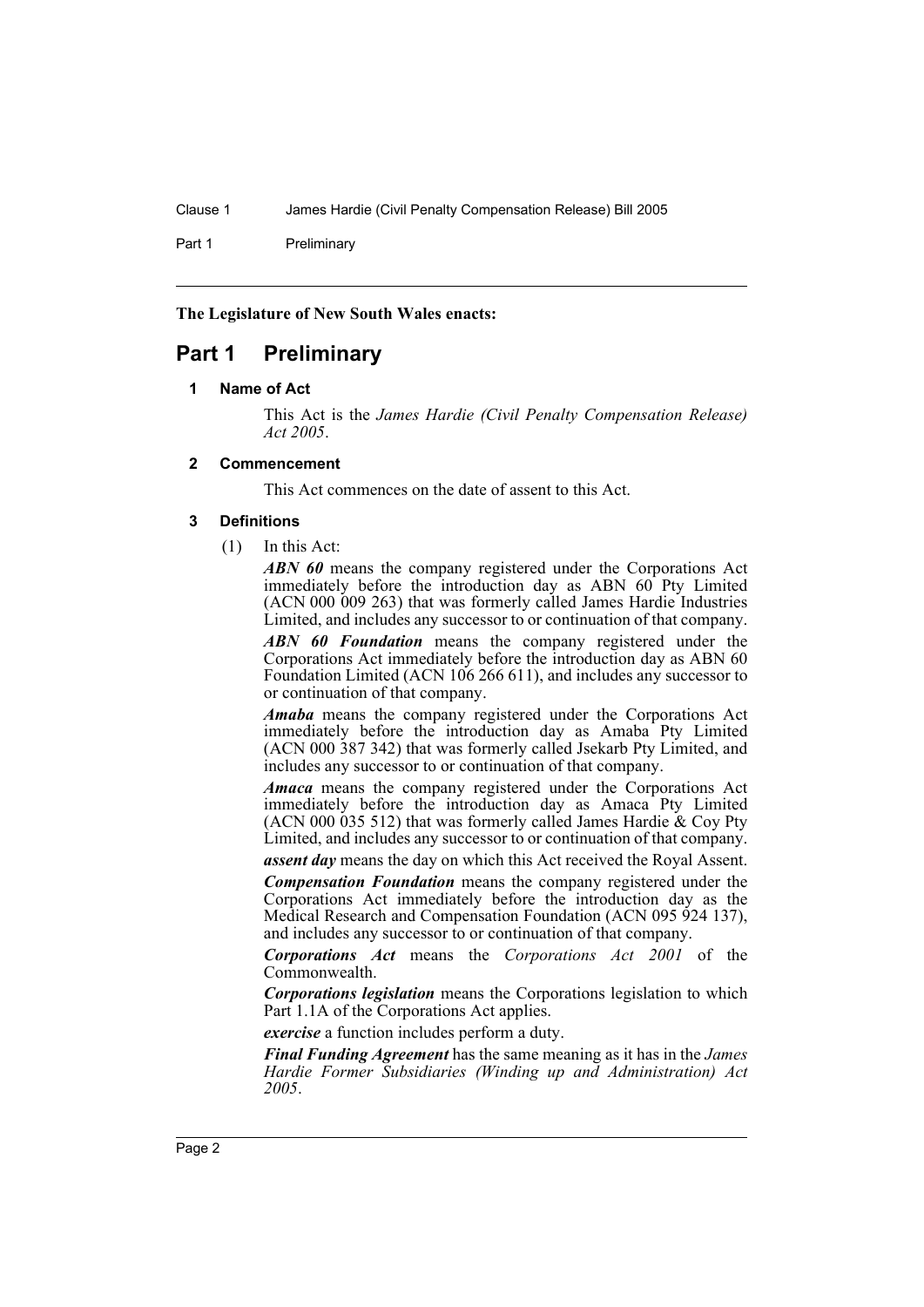**The Legislature of New South Wales enacts:**

# Part 1 Preliminary

### 1 Name of Act

This Act is the *James Hardie (Civil Penalty Compensation Release) Act 2005*.

### 2 Commencement

This Act commences on the date of assent to this Act.

### 3 Definitions

(1) In this Act:

***ABN 60*** means the company registered under the Corporations Act immediately before the introduction day as ABN 60 Pty Limited (ACN 000 009 263) that was formerly called James Hardie Industries Limited, and includes any successor to or continuation of that company.

***ABN 60 Foundation*** means the company registered under the Corporations Act immediately before the introduction day as ABN 60 Foundation Limited (ACN 106 266 611), and includes any successor to or continuation of that company.

***Amaba*** means the company registered under the Corporations Act immediately before the introduction day as Amaba Pty Limited (ACN 000 387 342) that was formerly called Jsekarb Pty Limited, and includes any successor to or continuation of that company.

***Amaca*** means the company registered under the Corporations Act immediately before the introduction day as Amaca Pty Limited (ACN 000 035 512) that was formerly called James Hardie & Coy Pty Limited, and includes any successor to or continuation of that company.

***assent day*** means the day on which this Act received the Royal Assent.

***Compensation Foundation*** means the company registered under the Corporations Act immediately before the introduction day as the Medical Research and Compensation Foundation (ACN 095 924 137), and includes any successor to or continuation of that company.

***Corporations Act*** means the *Corporations Act 2001* of the Commonwealth.

***Corporations legislation*** means the Corporations legislation to which Part 1.1A of the Corporations Act applies.

***exercise*** a function includes perform a duty.

***Final Funding Agreement*** has the same meaning as it has in the *James Hardie Former Subsidiaries (Winding up and Administration) Act 2005*.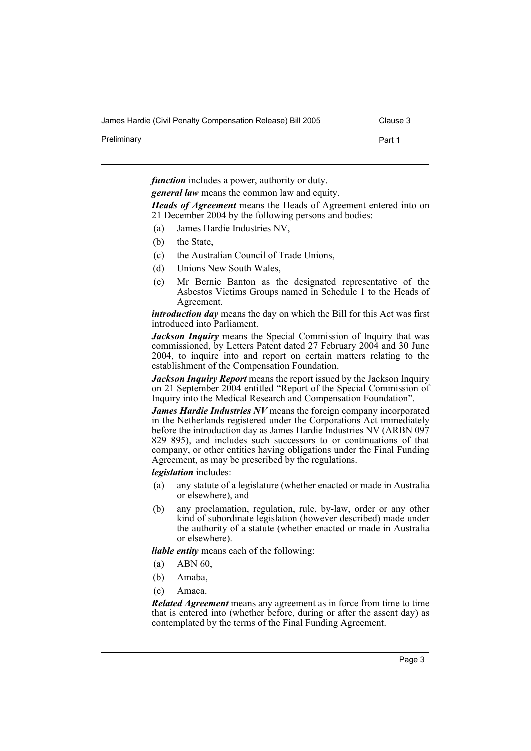***function*** includes a power, authority or duty.

***general law*** means the common law and equity.

***Heads of Agreement*** means the Heads of Agreement entered into on 21 December 2004 by the following persons and bodies:

(a) James Hardie Industries NV,

(b) the State,

(c) the Australian Council of Trade Unions,

(d) Unions New South Wales,

(e) Mr Bernie Banton as the designated representative of the Asbestos Victims Groups named in Schedule 1 to the Heads of Agreement.

***introduction day*** means the day on which the Bill for this Act was first introduced into Parliament.

***Jackson Inquiry*** means the Special Commission of Inquiry that was commissioned, by Letters Patent dated 27 February 2004 and 30 June 2004, to inquire into and report on certain matters relating to the establishment of the Compensation Foundation.

***Jackson Inquiry Report*** means the report issued by the Jackson Inquiry on 21 September 2004 entitled "Report of the Special Commission of Inquiry into the Medical Research and Compensation Foundation".

***James Hardie Industries NV*** means the foreign company incorporated in the Netherlands registered under the Corporations Act immediately before the introduction day as James Hardie Industries NV (ARBN 097 829 895), and includes such successors to or continuations of that company, or other entities having obligations under the Final Funding Agreement, as may be prescribed by the regulations.

***legislation*** includes:

(a) any statute of a legislature (whether enacted or made in Australia or elsewhere), and

(b) any proclamation, regulation, rule, by-law, order or any other kind of subordinate legislation (however described) made under the authority of a statute (whether enacted or made in Australia or elsewhere).

***liable entity*** means each of the following:

(a) ABN 60,

(b) Amaba,

(c) Amaca.

***Related Agreement*** means any agreement as in force from time to time that is entered into (whether before, during or after the assent day) as contemplated by the terms of the Final Funding Agreement.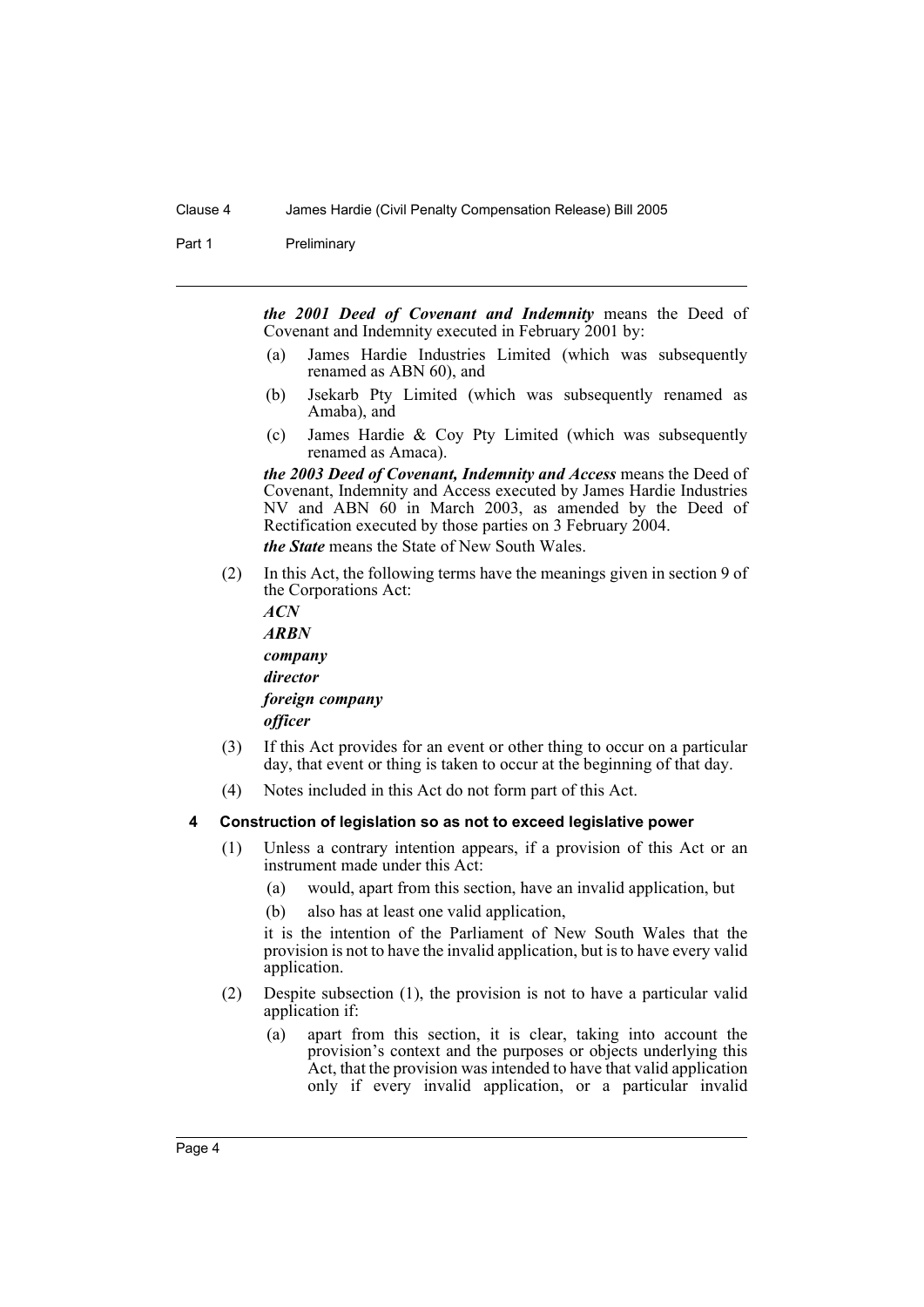***the 2001 Deed of Covenant and Indemnity*** means the Deed of Covenant and Indemnity executed in February 2001 by:

(a) James Hardie Industries Limited (which was subsequently renamed as ABN 60), and

(b) Jsekarb Pty Limited (which was subsequently renamed as Amaba), and

(c) James Hardie & Coy Pty Limited (which was subsequently renamed as Amaca).

***the 2003 Deed of Covenant, Indemnity and Access*** means the Deed of Covenant, Indemnity and Access executed by James Hardie Industries NV and ABN 60 in March 2003, as amended by the Deed of Rectification executed by those parties on 3 February 2004.

***the State*** means the State of New South Wales.

(2) In this Act, the following terms have the meanings given in section 9 of the Corporations Act:

***ACN***

***ARBN***

***company***

***director***

***foreign company***

***officer***

(3) If this Act provides for an event or other thing to occur on a particular day, that event or thing is taken to occur at the beginning of that day.

(4) Notes included in this Act do not form part of this Act.

### 4 Construction of legislation so as not to exceed legislative power

(1) Unless a contrary intention appears, if a provision of this Act or an instrument made under this Act:

(a) would, apart from this section, have an invalid application, but

(b) also has at least one valid application,

it is the intention of the Parliament of New South Wales that the provision is not to have the invalid application, but is to have every valid application.

(2) Despite subsection (1), the provision is not to have a particular valid application if:

(a) apart from this section, it is clear, taking into account the provision's context and the purposes or objects underlying this Act, that the provision was intended to have that valid application only if every invalid application, or a particular invalid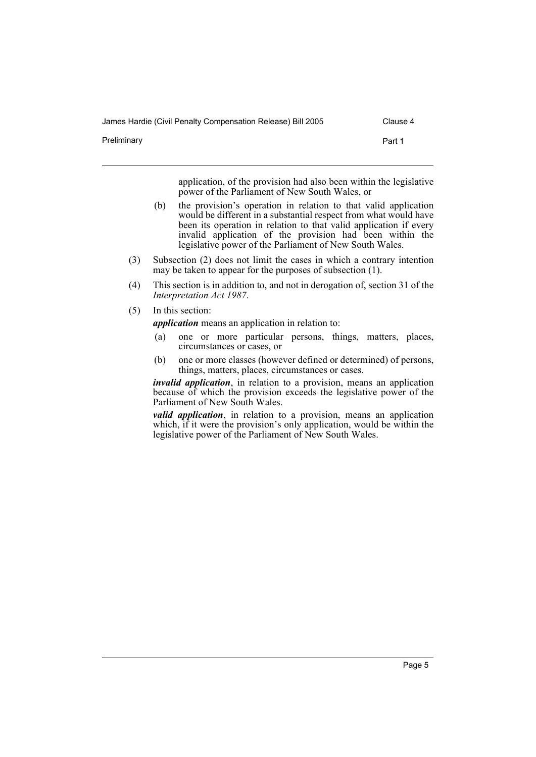application, of the provision had also been within the legislative power of the Parliament of New South Wales, or

(b) the provision's operation in relation to that valid application would be different in a substantial respect from what would have been its operation in relation to that valid application if every invalid application of the provision had been within the legislative power of the Parliament of New South Wales.

(3) Subsection (2) does not limit the cases in which a contrary intention may be taken to appear for the purposes of subsection (1).

(4) This section is in addition to, and not in derogation of, section 31 of the *Interpretation Act 1987*.

(5) In this section:

***application*** means an application in relation to:

(a) one or more particular persons, things, matters, places, circumstances or cases, or

(b) one or more classes (however defined or determined) of persons, things, matters, places, circumstances or cases.

***invalid application***, in relation to a provision, means an application because of which the provision exceeds the legislative power of the Parliament of New South Wales.

***valid application***, in relation to a provision, means an application which, if it were the provision's only application, would be within the legislative power of the Parliament of New South Wales.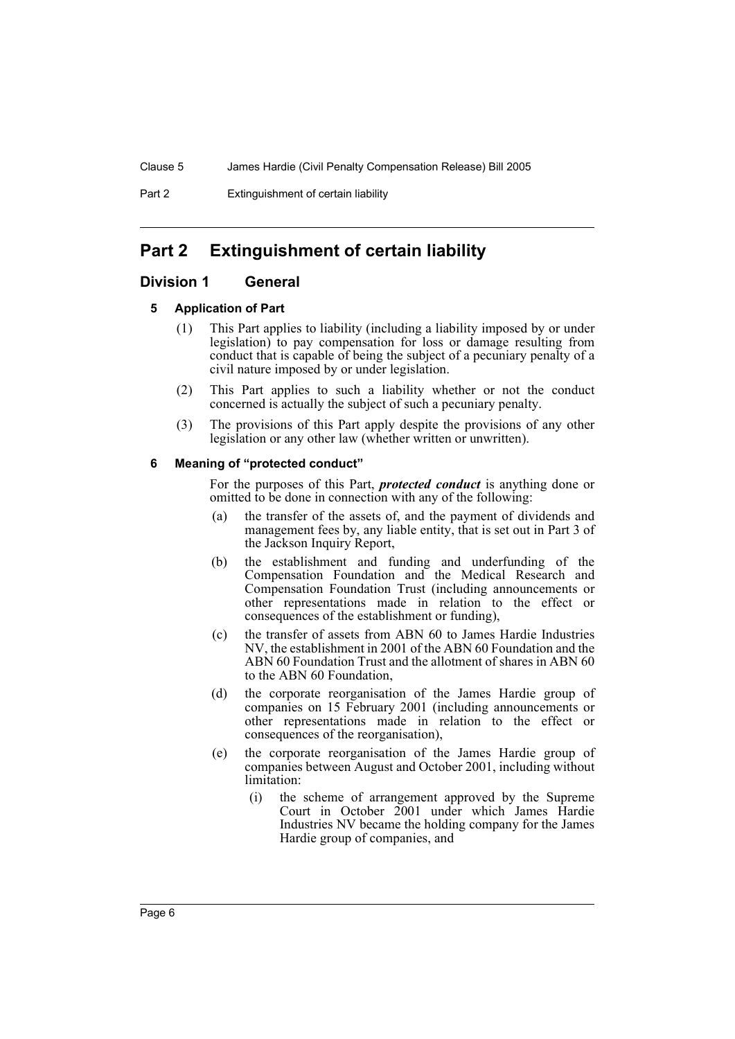# Part 2 Extinguishment of certain liability

## Division 1 General

### 5 Application of Part

(1) This Part applies to liability (including a liability imposed by or under legislation) to pay compensation for loss or damage resulting from conduct that is capable of being the subject of a pecuniary penalty of a civil nature imposed by or under legislation.

(2) This Part applies to such a liability whether or not the conduct concerned is actually the subject of such a pecuniary penalty.

(3) The provisions of this Part apply despite the provisions of any other legislation or any other law (whether written or unwritten).

### 6 Meaning of "protected conduct"

For the purposes of this Part, ***protected conduct*** is anything done or omitted to be done in connection with any of the following:

(a) the transfer of the assets of, and the payment of dividends and management fees by, any liable entity, that is set out in Part 3 of the Jackson Inquiry Report,

(b) the establishment and funding and underfunding of the Compensation Foundation and the Medical Research and Compensation Foundation Trust (including announcements or other representations made in relation to the effect or consequences of the establishment or funding),

(c) the transfer of assets from ABN 60 to James Hardie Industries NV, the establishment in 2001 of the ABN 60 Foundation and the ABN 60 Foundation Trust and the allotment of shares in ABN 60 to the ABN 60 Foundation,

(d) the corporate reorganisation of the James Hardie group of companies on 15 February 2001 (including announcements or other representations made in relation to the effect or consequences of the reorganisation),

(e) the corporate reorganisation of the James Hardie group of companies between August and October 2001, including without limitation:

(i) the scheme of arrangement approved by the Supreme Court in October 2001 under which James Hardie Industries NV became the holding company for the James Hardie group of companies, and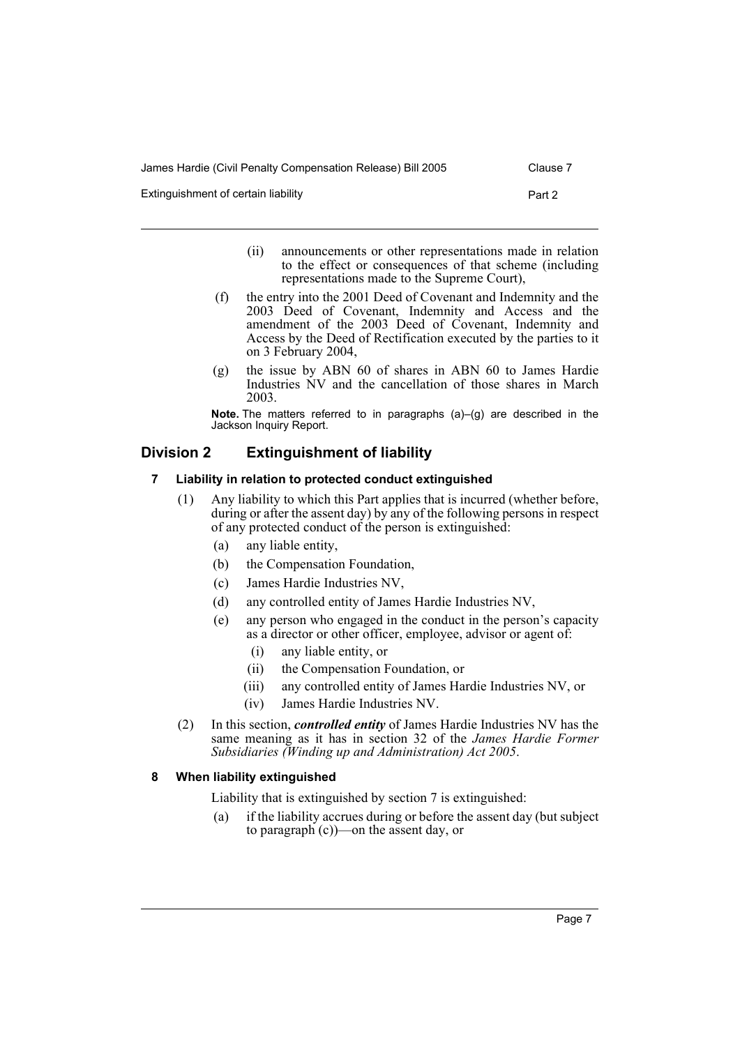(ii) announcements or other representations made in relation to the effect or consequences of that scheme (including representations made to the Supreme Court),

(f) the entry into the 2001 Deed of Covenant and Indemnity and the 2003 Deed of Covenant, Indemnity and Access and the amendment of the 2003 Deed of Covenant, Indemnity and Access by the Deed of Rectification executed by the parties to it on 3 February 2004,

(g) the issue by ABN 60 of shares in ABN 60 to James Hardie Industries NV and the cancellation of those shares in March 2003.

**Note.** The matters referred to in paragraphs (a)–(g) are described in the Jackson Inquiry Report.

## Division 2 Extinguishment of liability

### 7 Liability in relation to protected conduct extinguished

(1) Any liability to which this Part applies that is incurred (whether before, during or after the assent day) by any of the following persons in respect of any protected conduct of the person is extinguished:

- (a) any liable entity,
- (b) the Compensation Foundation,
- (c) James Hardie Industries NV,
- (d) any controlled entity of James Hardie Industries NV,
- (e) any person who engaged in the conduct in the person's capacity as a director or other officer, employee, advisor or agent of:
  - (i) any liable entity, or
  - (ii) the Compensation Foundation, or
  - (iii) any controlled entity of James Hardie Industries NV, or
  - (iv) James Hardie Industries NV.

(2) In this section, ***controlled entity*** of James Hardie Industries NV has the same meaning as it has in section 32 of the *James Hardie Former Subsidiaries (Winding up and Administration) Act 2005*.

### 8 When liability extinguished

Liability that is extinguished by section 7 is extinguished:

(a) if the liability accrues during or before the assent day (but subject to paragraph (c))—on the assent day, or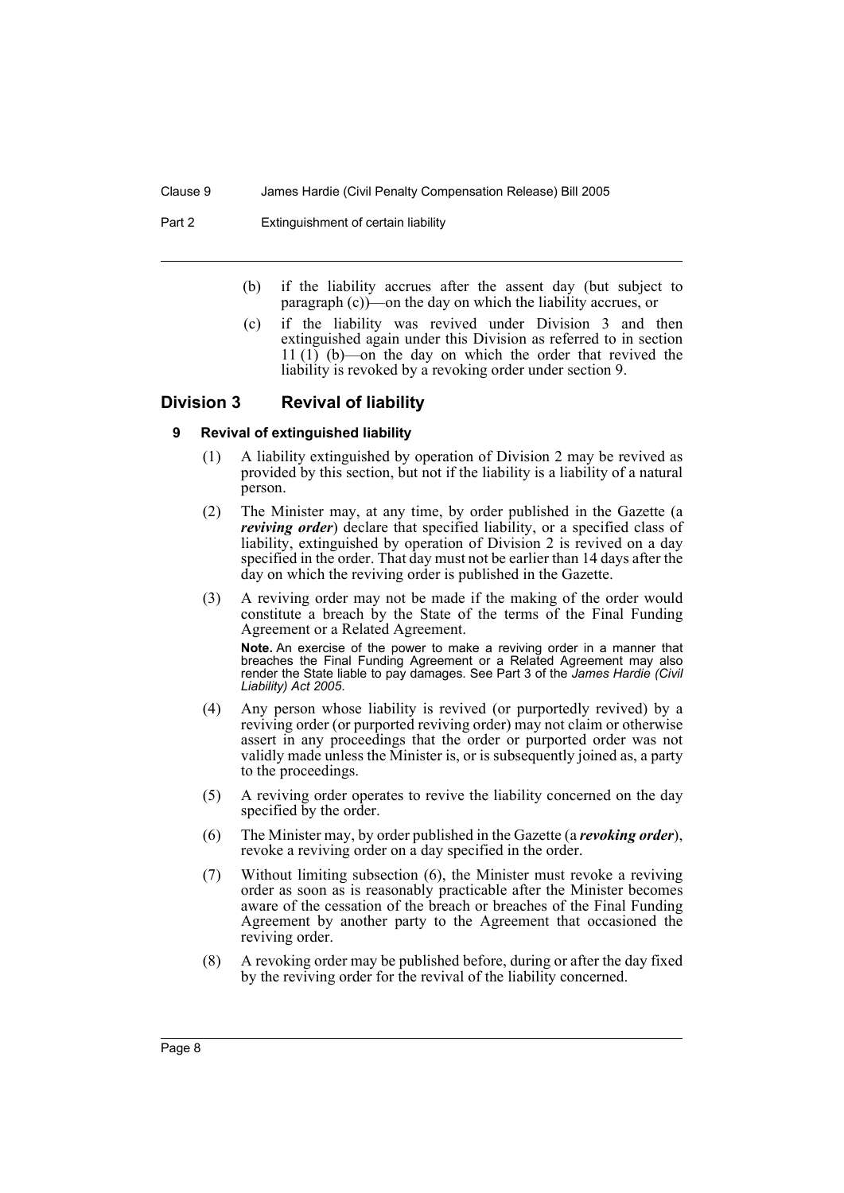(b) if the liability accrues after the assent day (but subject to paragraph (c))—on the day on which the liability accrues, or

(c) if the liability was revived under Division 3 and then extinguished again under this Division as referred to in section 11 (1) (b)—on the day on which the order that revived the liability is revoked by a revoking order under section 9.

## Division 3 Revival of liability

### 9 Revival of extinguished liability

(1) A liability extinguished by operation of Division 2 may be revived as provided by this section, but not if the liability is a liability of a natural person.

(2) The Minister may, at any time, by order published in the Gazette (a ***reviving order***) declare that specified liability, or a specified class of liability, extinguished by operation of Division 2 is revived on a day specified in the order. That day must not be earlier than 14 days after the day on which the reviving order is published in the Gazette.

(3) A reviving order may not be made if the making of the order would constitute a breach by the State of the terms of the Final Funding Agreement or a Related Agreement.

**Note.** An exercise of the power to make a reviving order in a manner that breaches the Final Funding Agreement or a Related Agreement may also render the State liable to pay damages. See Part 3 of the *James Hardie (Civil Liability) Act 2005*.

(4) Any person whose liability is revived (or purportedly revived) by a reviving order (or purported reviving order) may not claim or otherwise assert in any proceedings that the order or purported order was not validly made unless the Minister is, or is subsequently joined as, a party to the proceedings.

(5) A reviving order operates to revive the liability concerned on the day specified by the order.

(6) The Minister may, by order published in the Gazette (a ***revoking order***), revoke a reviving order on a day specified in the order.

(7) Without limiting subsection (6), the Minister must revoke a reviving order as soon as is reasonably practicable after the Minister becomes aware of the cessation of the breach or breaches of the Final Funding Agreement by another party to the Agreement that occasioned the reviving order.

(8) A revoking order may be published before, during or after the day fixed by the reviving order for the revival of the liability concerned.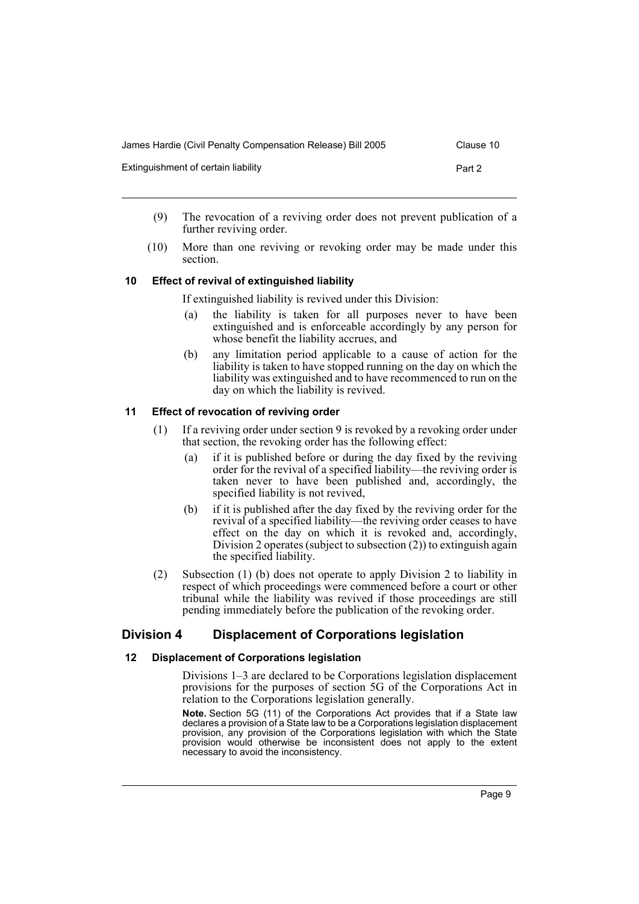(9) The revocation of a reviving order does not prevent publication of a further reviving order.

(10) More than one reviving or revoking order may be made under this section.

### 10 Effect of revival of extinguished liability

If extinguished liability is revived under this Division:

(a) the liability is taken for all purposes never to have been extinguished and is enforceable accordingly by any person for whose benefit the liability accrues, and

(b) any limitation period applicable to a cause of action for the liability is taken to have stopped running on the day on which the liability was extinguished and to have recommenced to run on the day on which the liability is revived.

### 11 Effect of revocation of reviving order

(1) If a reviving order under section 9 is revoked by a revoking order under that section, the revoking order has the following effect:

(a) if it is published before or during the day fixed by the reviving order for the revival of a specified liability—the reviving order is taken never to have been published and, accordingly, the specified liability is not revived,

(b) if it is published after the day fixed by the reviving order for the revival of a specified liability—the reviving order ceases to have effect on the day on which it is revoked and, accordingly, Division 2 operates (subject to subsection (2)) to extinguish again the specified liability.

(2) Subsection (1) (b) does not operate to apply Division 2 to liability in respect of which proceedings were commenced before a court or other tribunal while the liability was revived if those proceedings are still pending immediately before the publication of the revoking order.

## Division 4 Displacement of Corporations legislation

### 12 Displacement of Corporations legislation

Divisions 1–3 are declared to be Corporations legislation displacement provisions for the purposes of section 5G of the Corporations Act in relation to the Corporations legislation generally.

**Note.** Section 5G (11) of the Corporations Act provides that if a State law declares a provision of a State law to be a Corporations legislation displacement provision, any provision of the Corporations legislation with which the State provision would otherwise be inconsistent does not apply to the extent necessary to avoid the inconsistency.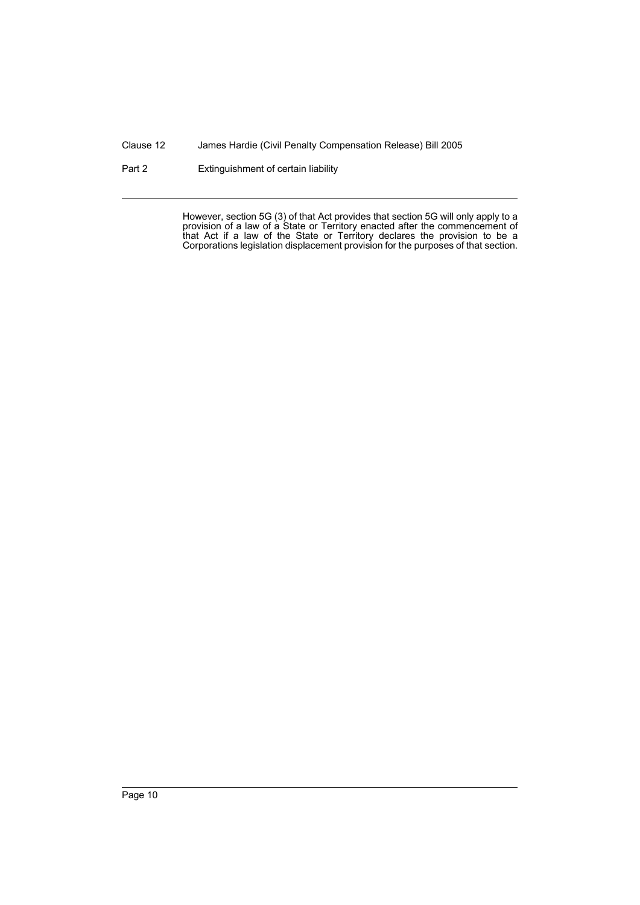However, section 5G (3) of that Act provides that section 5G will only apply to a provision of a law of a State or Territory enacted after the commencement of that Act if a law of the State or Territory declares the provision to be a Corporations legislation displacement provision for the purposes of that section.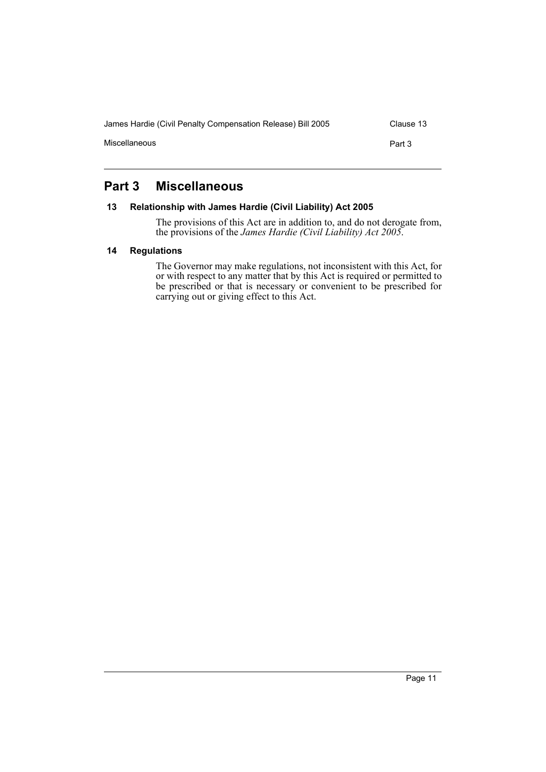# Part 3 Miscellaneous

### 13 Relationship with James Hardie (Civil Liability) Act 2005

The provisions of this Act are in addition to, and do not derogate from, the provisions of the *James Hardie (Civil Liability) Act 2005*.

### 14 Regulations

The Governor may make regulations, not inconsistent with this Act, for or with respect to any matter that by this Act is required or permitted to be prescribed or that is necessary or convenient to be prescribed for carrying out or giving effect to this Act.